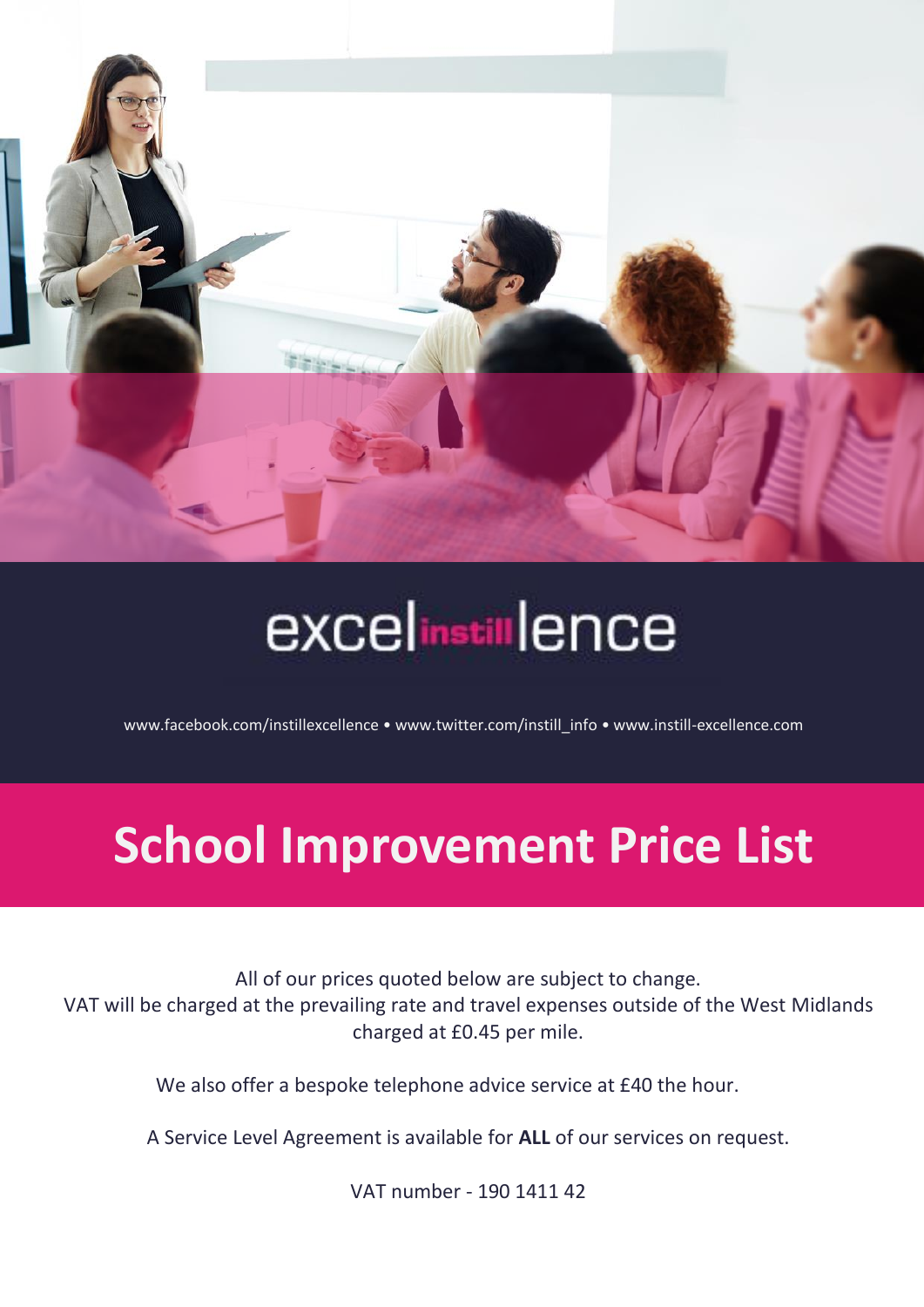excel instill lence

www.facebook.com/instillexcellence • www.twitter.com/instill_info • www.instill-excellence.com

# School Improvement Price List

All of our prices quoted below are subject to change.
VAT will be charged at the prevailing rate and travel expenses outside of the West Midlands charged at £0.45 per mile.

We also offer a bespoke telephone advice service at £40 the hour.

A Service Level Agreement is available for **ALL** of our services on request.

VAT number - 190 1411 42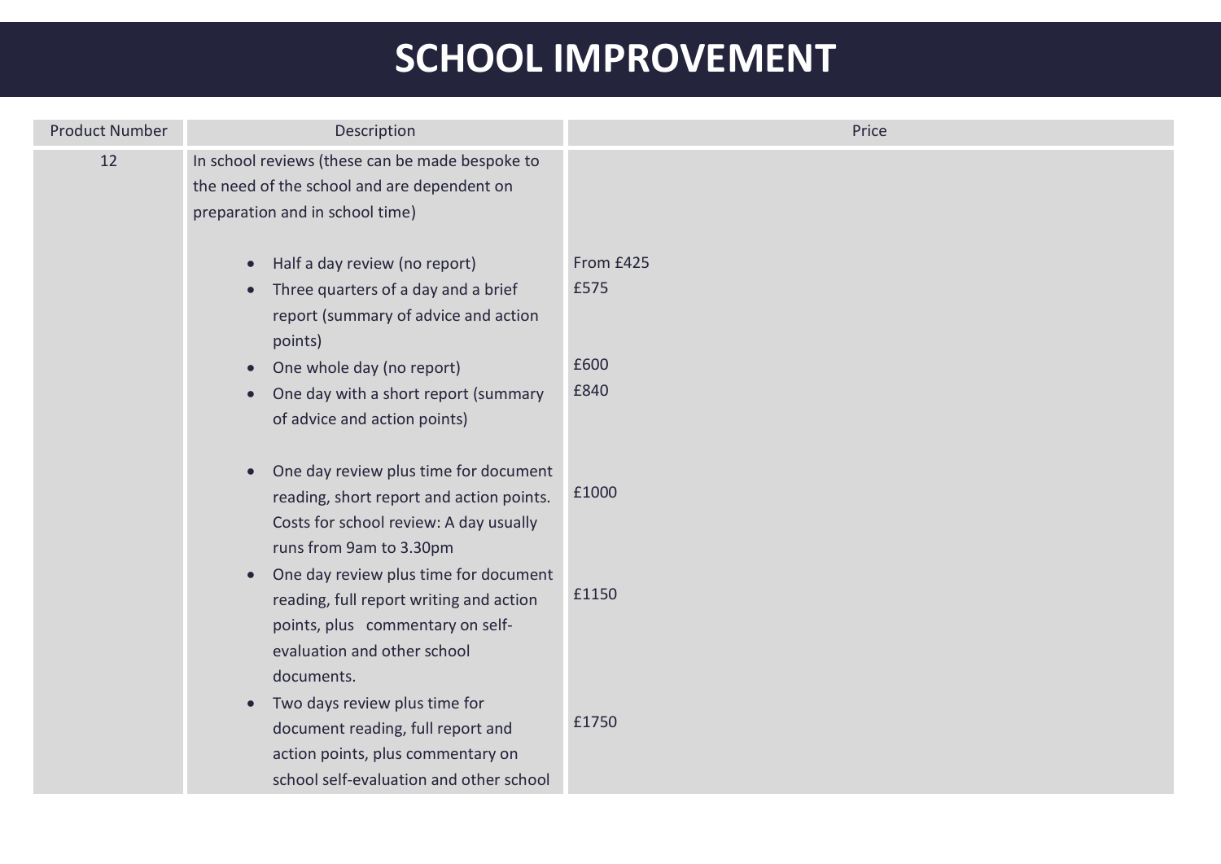# SCHOOL IMPROVEMENT

| Product Number | Description | Price |
| --- | --- | --- |
| 12 | In school reviews (these can be made bespoke to the need of the school and are dependent on preparation and in school time)<br><br>• Half a day review (no report)<br>• Three quarters of a day and a brief report (summary of advice and action points)<br>• One whole day (no report)<br>• One day with a short report (summary of advice and action points)<br><br>• One day review plus time for document reading, short report and action points. Costs for school review: A day usually runs from 9am to 3.30pm<br>• One day review plus time for document reading, full report writing and action points, plus commentary on self-evaluation and other school documents.<br>• Two days review plus time for document reading, full report and action points, plus commentary on school self-evaluation and other school | From £425<br>£575<br><br>£600<br>£840<br><br>£1000<br><br>£1150<br><br>£1750 |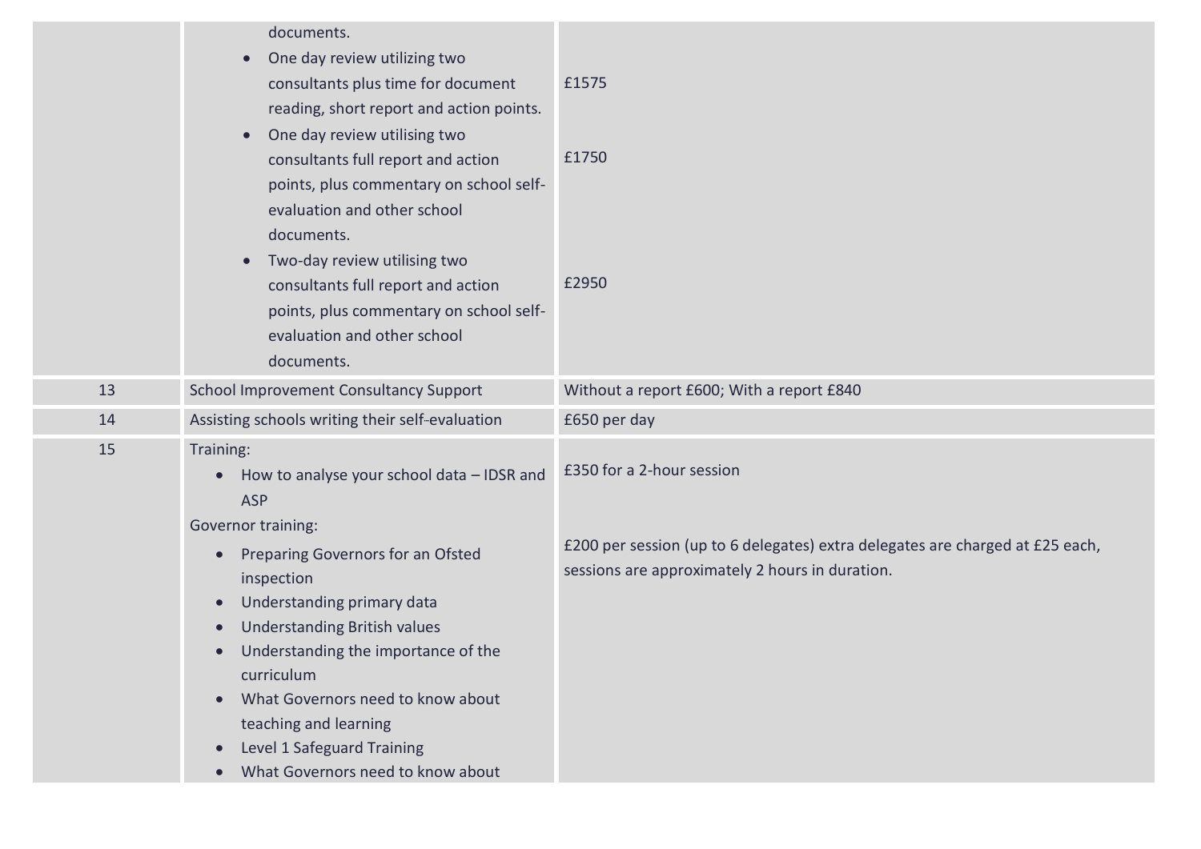| | | |
|---|---|---|
| | documents.<br>• One day review utilizing two consultants plus time for document reading, short report and action points.<br>• One day review utilising two consultants full report and action points, plus commentary on school self-evaluation and other school documents.<br>• Two-day review utilising two consultants full report and action points, plus commentary on school self-evaluation and other school documents. | £1575<br><br>£1750<br><br>£2950 |
| 13 | School Improvement Consultancy Support | Without a report £600; With a report £840 |
| 14 | Assisting schools writing their self-evaluation | £650 per day |
| 15 | Training:<br>• How to analyse your school data – IDSR and ASP<br>Governor training:<br>• Preparing Governors for an Ofsted inspection<br>• Understanding primary data<br>• Understanding British values<br>• Understanding the importance of the curriculum<br>• What Governors need to know about teaching and learning<br>• Level 1 Safeguard Training<br>• What Governors need to know about | £350 for a 2-hour session<br><br>£200 per session (up to 6 delegates) extra delegates are charged at £25 each, sessions are approximately 2 hours in duration. |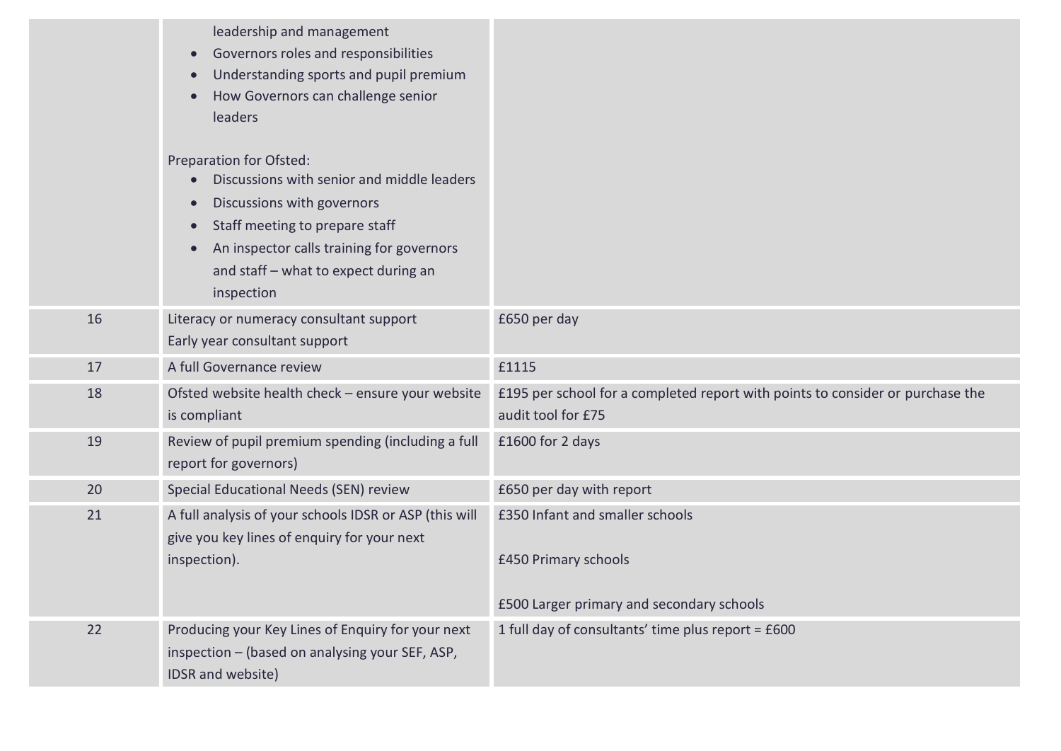| | | |
|---|---|---|
| | leadership and management<br>• Governors roles and responsibilities<br>• Understanding sports and pupil premium<br>• How Governors can challenge senior leaders<br><br>Preparation for Ofsted:<br>• Discussions with senior and middle leaders<br>• Discussions with governors<br>• Staff meeting to prepare staff<br>• An inspector calls training for governors and staff – what to expect during an inspection | |
| 16 | Literacy or numeracy consultant support<br>Early year consultant support | £650 per day |
| 17 | A full Governance review | £1115 |
| 18 | Ofsted website health check – ensure your website is compliant | £195 per school for a completed report with points to consider or purchase the audit tool for £75 |
| 19 | Review of pupil premium spending (including a full report for governors) | £1600 for 2 days |
| 20 | Special Educational Needs (SEN) review | £650 per day with report |
| 21 | A full analysis of your schools IDSR or ASP (this will give you key lines of enquiry for your next inspection). | £350 Infant and smaller schools<br><br>£450 Primary schools<br><br>£500 Larger primary and secondary schools |
| 22 | Producing your Key Lines of Enquiry for your next inspection – (based on analysing your SEF, ASP, IDSR and website) | 1 full day of consultants' time plus report = £600 |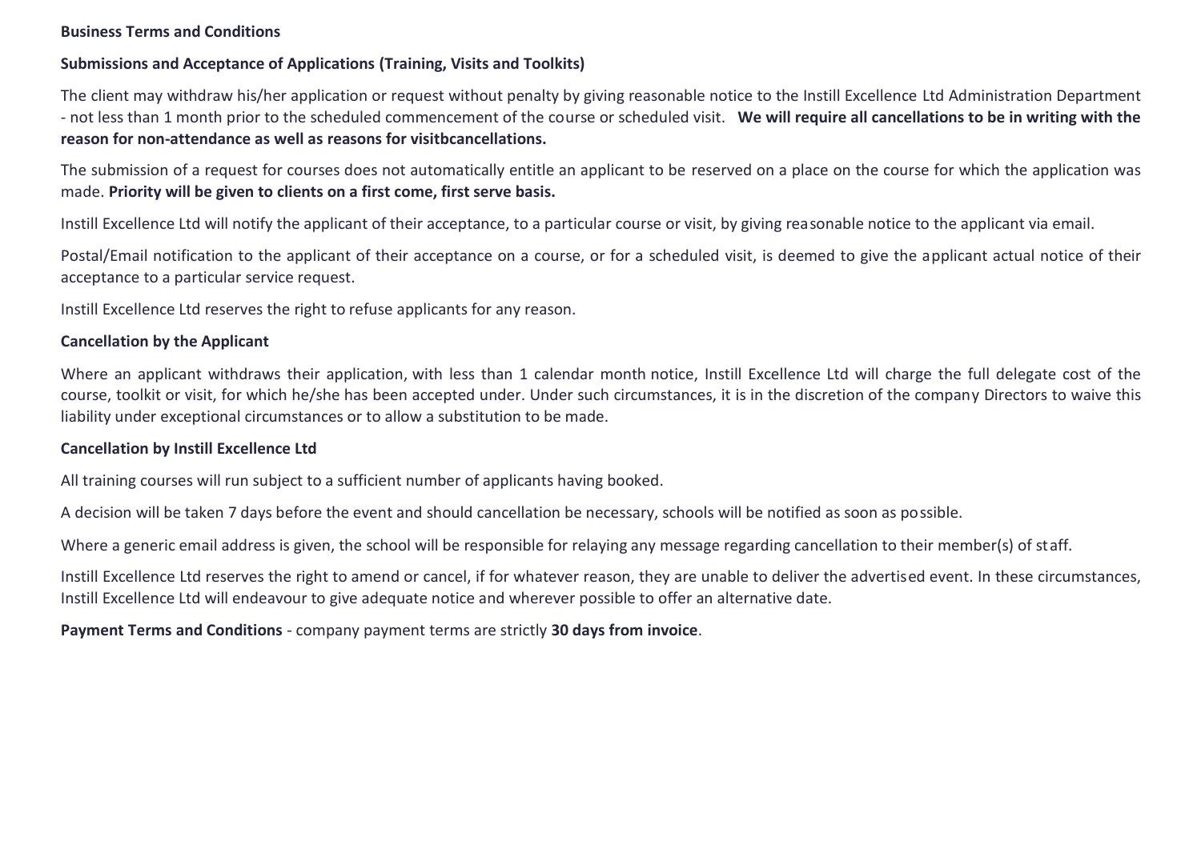**Business Terms and Conditions**

**Submissions and Acceptance of Applications (Training, Visits and Toolkits)**

The client may withdraw his/her application or request without penalty by giving reasonable notice to the Instill Excellence Ltd Administration Department - not less than 1 month prior to the scheduled commencement of the course or scheduled visit. **We will require all cancellations to be in writing with the reason for non-attendance as well as reasons for visitbcancellations.**

The submission of a request for courses does not automatically entitle an applicant to be reserved on a place on the course for which the application was made. **Priority will be given to clients on a first come, first serve basis.**

Instill Excellence Ltd will notify the applicant of their acceptance, to a particular course or visit, by giving reasonable notice to the applicant via email.

Postal/Email notification to the applicant of their acceptance on a course, or for a scheduled visit, is deemed to give the applicant actual notice of their acceptance to a particular service request.

Instill Excellence Ltd reserves the right to refuse applicants for any reason.

**Cancellation by the Applicant**

Where an applicant withdraws their application, with less than 1 calendar month notice, Instill Excellence Ltd will charge the full delegate cost of the course, toolkit or visit, for which he/she has been accepted under. Under such circumstances, it is in the discretion of the company Directors to waive this liability under exceptional circumstances or to allow a substitution to be made.

**Cancellation by Instill Excellence Ltd**

All training courses will run subject to a sufficient number of applicants having booked.

A decision will be taken 7 days before the event and should cancellation be necessary, schools will be notified as soon as possible.

Where a generic email address is given, the school will be responsible for relaying any message regarding cancellation to their member(s) of staff.

Instill Excellence Ltd reserves the right to amend or cancel, if for whatever reason, they are unable to deliver the advertised event. In these circumstances, Instill Excellence Ltd will endeavour to give adequate notice and wherever possible to offer an alternative date.

**Payment Terms and Conditions** - company payment terms are strictly **30 days from invoice**.